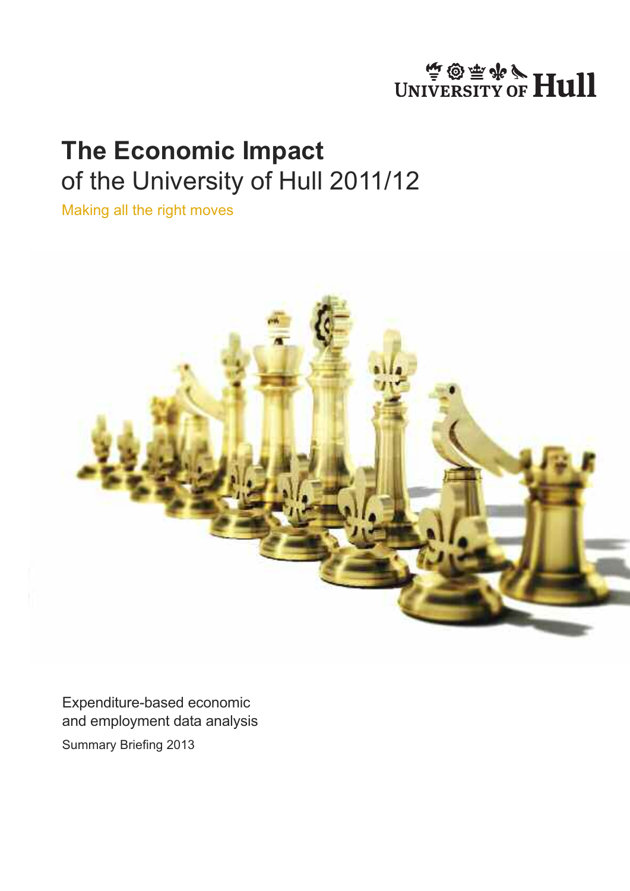UNIVERSITY OF Hull

# The Economic Impact
## of the University of Hull 2011/12

Making all the right moves

Expenditure-based economic and employment data analysis

Summary Briefing 2013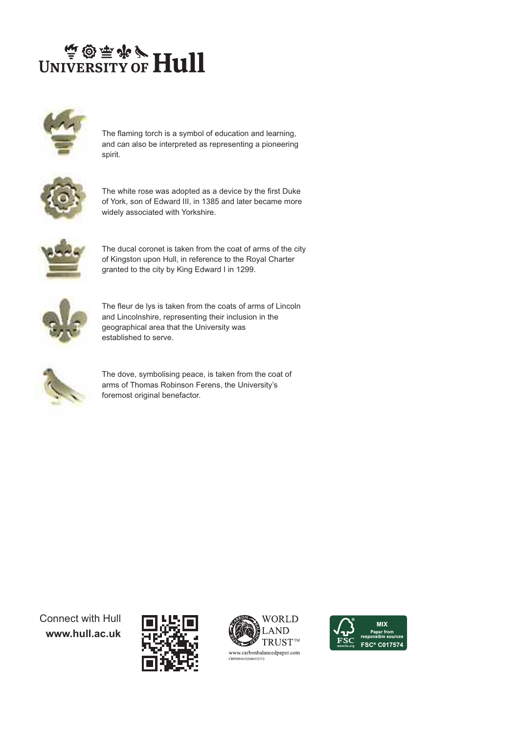UNIVERSITY OF Hull

The flaming torch is a symbol of education and learning, and can also be interpreted as representing a pioneering spirit.

The white rose was adopted as a device by the first Duke of York, son of Edward III, in 1385 and later became more widely associated with Yorkshire.

The ducal coronet is taken from the coat of arms of the city of Kingston upon Hull, in reference to the Royal Charter granted to the city by King Edward I in 1299.

The fleur de lys is taken from the coats of arms of Lincoln and Lincolnshire, representing their inclusion in the geographical area that the University was established to serve.

The dove, symbolising peace, is taken from the coat of arms of Thomas Robinson Ferens, the University's foremost original benefactor.

Connect with Hull
**www.hull.ac.uk**

CARBON BALANCED PAPER
WORLD LAND TRUST™
www.carbonbalancedpaper.com
CBP0004610260613271​2

FSC® www.fsc.org
MIX
Paper from responsible sources
FSC® C017574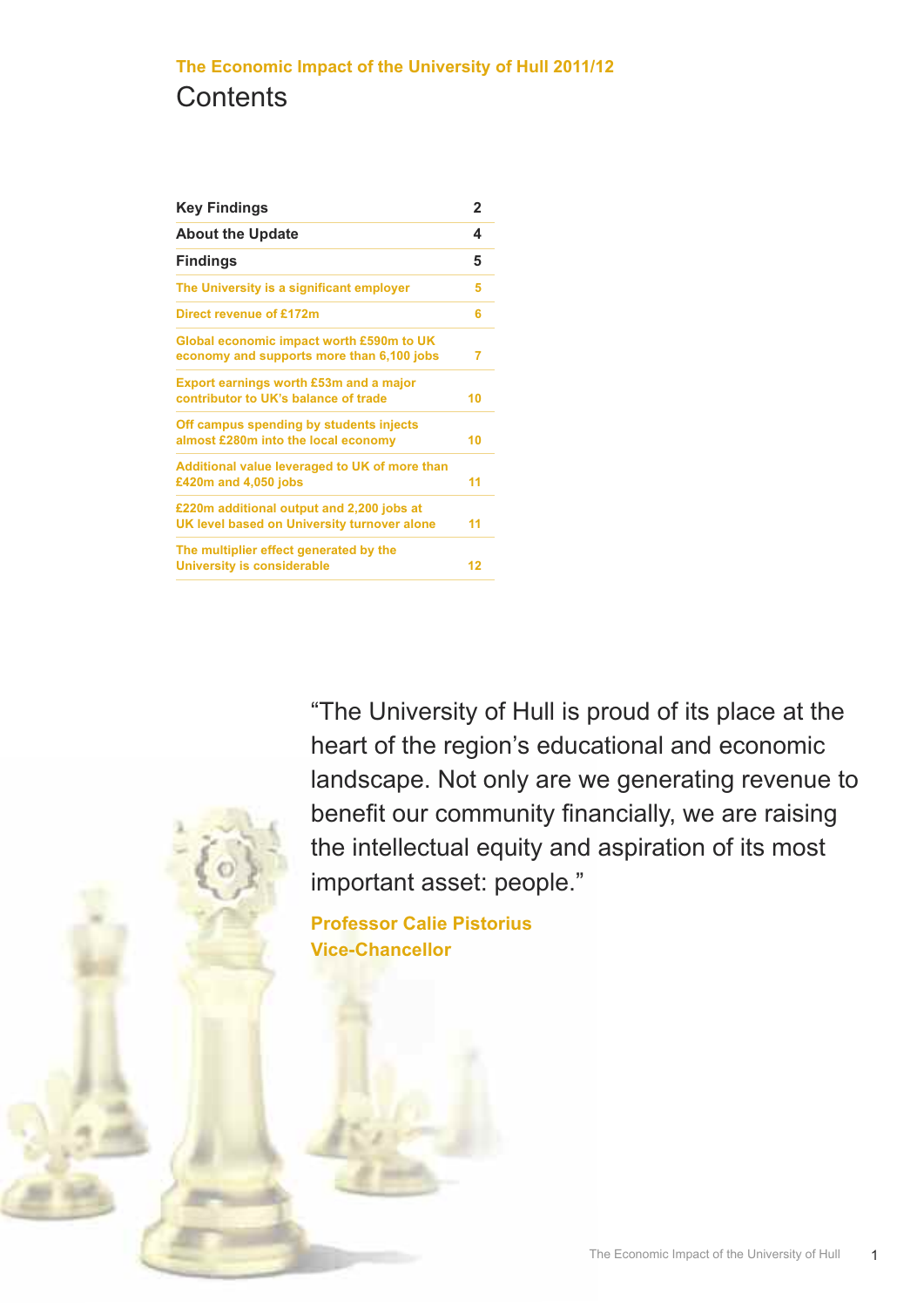## The Economic Impact of the University of Hull 2011/12

# Contents

| | |
|---|---|
| **Key Findings** | **2** |
| **About the Update** | **4** |
| **Findings** | **5** |
| The University is a significant employer | 5 |
| Direct revenue of £172m | 6 |
| Global economic impact worth £590m to UK economy and supports more than 6,100 jobs | 7 |
| Export earnings worth £53m and a major contributor to UK's balance of trade | 10 |
| Off campus spending by students injects almost £280m into the local economy | 10 |
| Additional value leveraged to UK of more than £420m and 4,050 jobs | 11 |
| £220m additional output and 2,200 jobs at UK level based on University turnover alone | 11 |
| The multiplier effect generated by the University is considerable | 12 |

"The University of Hull is proud of its place at the heart of the region's educational and economic landscape. Not only are we generating revenue to benefit our community financially, we are raising the intellectual equity and aspiration of its most important asset: people."

**Professor Calie Pistorius**
**Vice-Chancellor**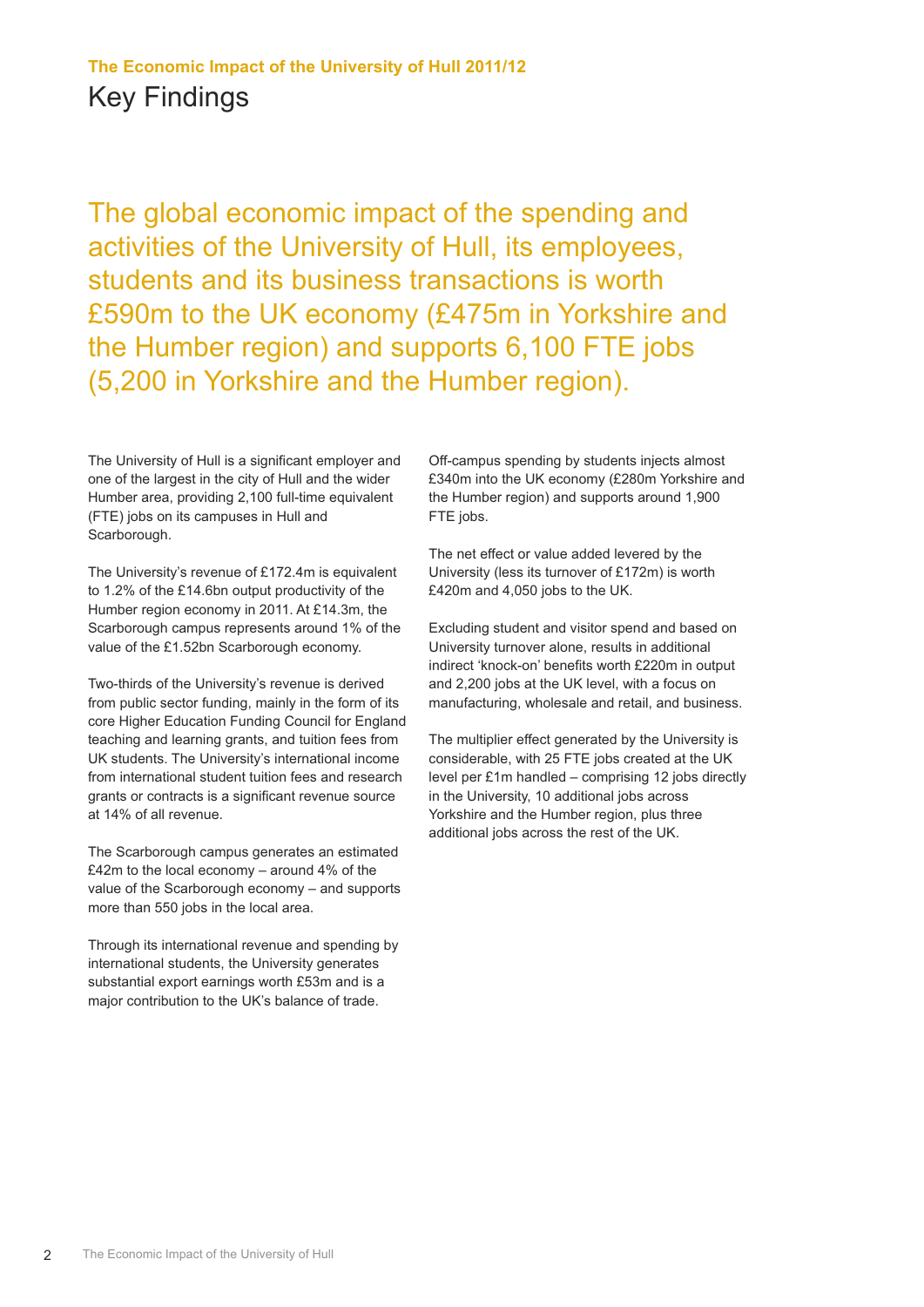**The Economic Impact of the University of Hull 2011/12**

# Key Findings

The global economic impact of the spending and activities of the University of Hull, its employees, students and its business transactions is worth £590m to the UK economy (£475m in Yorkshire and the Humber region) and supports 6,100 FTE jobs (5,200 in Yorkshire and the Humber region).

The University of Hull is a significant employer and one of the largest in the city of Hull and the wider Humber area, providing 2,100 full-time equivalent (FTE) jobs on its campuses in Hull and Scarborough.

The University's revenue of £172.4m is equivalent to 1.2% of the £14.6bn output productivity of the Humber region economy in 2011. At £14.3m, the Scarborough campus represents around 1% of the value of the £1.52bn Scarborough economy.

Two-thirds of the University's revenue is derived from public sector funding, mainly in the form of its core Higher Education Funding Council for England teaching and learning grants, and tuition fees from UK students. The University's international income from international student tuition fees and research grants or contracts is a significant revenue source at 14% of all revenue.

The Scarborough campus generates an estimated £42m to the local economy – around 4% of the value of the Scarborough economy – and supports more than 550 jobs in the local area.

Through its international revenue and spending by international students, the University generates substantial export earnings worth £53m and is a major contribution to the UK's balance of trade.

Off-campus spending by students injects almost £340m into the UK economy (£280m Yorkshire and the Humber region) and supports around 1,900 FTE jobs.

The net effect or value added levered by the University (less its turnover of £172m) is worth £420m and 4,050 jobs to the UK.

Excluding student and visitor spend and based on University turnover alone, results in additional indirect 'knock-on' benefits worth £220m in output and 2,200 jobs at the UK level, with a focus on manufacturing, wholesale and retail, and business.

The multiplier effect generated by the University is considerable, with 25 FTE jobs created at the UK level per £1m handled – comprising 12 jobs directly in the University, 10 additional jobs across Yorkshire and the Humber region, plus three additional jobs across the rest of the UK.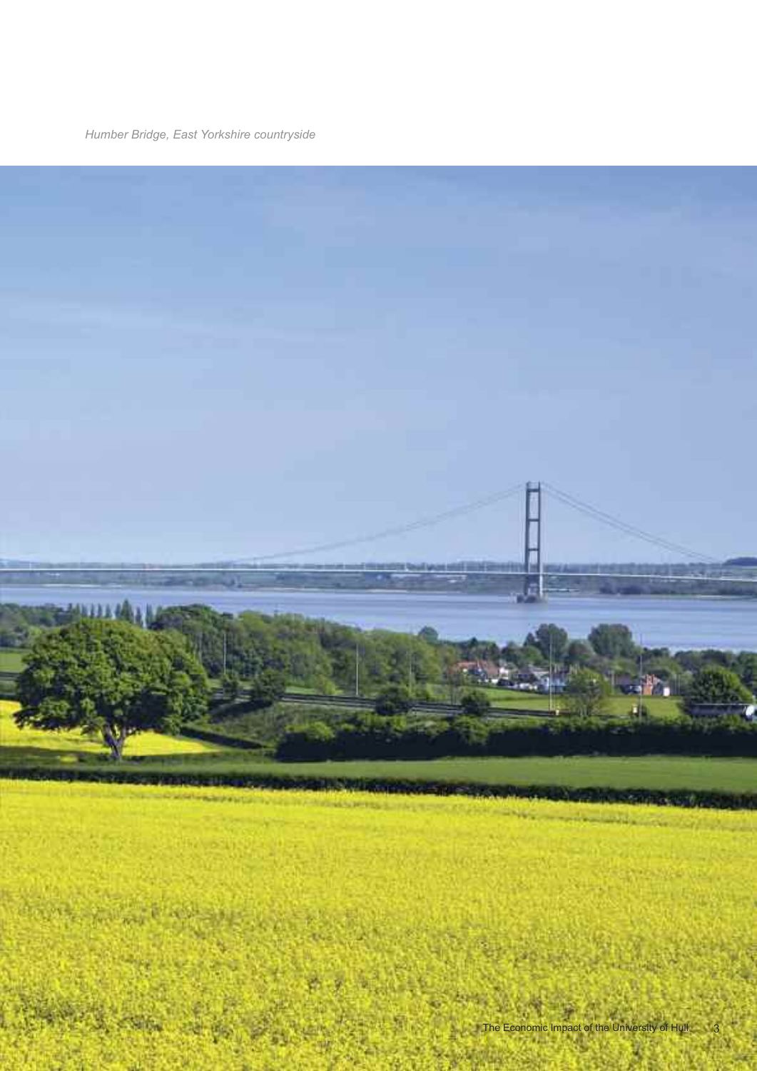*Humber Bridge, East Yorkshire countryside*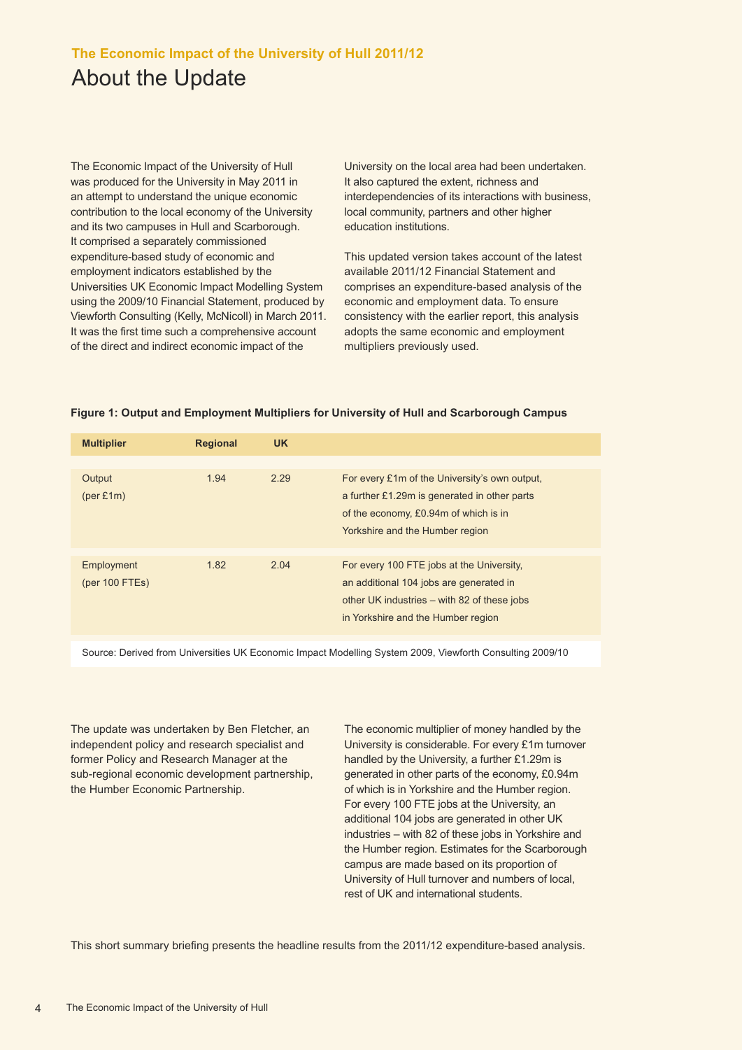## The Economic Impact of the University of Hull 2011/12

# About the Update

The Economic Impact of the University of Hull was produced for the University in May 2011 in an attempt to understand the unique economic contribution to the local economy of the University and its two campuses in Hull and Scarborough. It comprised a separately commissioned expenditure-based study of economic and employment indicators established by the Universities UK Economic Impact Modelling System using the 2009/10 Financial Statement, produced by Viewforth Consulting (Kelly, McNicoll) in March 2011. It was the first time such a comprehensive account of the direct and indirect economic impact of the University on the local area had been undertaken. It also captured the extent, richness and interdependencies of its interactions with business, local community, partners and other higher education institutions.

This updated version takes account of the latest available 2011/12 Financial Statement and comprises an expenditure-based analysis of the economic and employment data. To ensure consistency with the earlier report, this analysis adopts the same economic and employment multipliers previously used.

**Figure 1: Output and Employment Multipliers for University of Hull and Scarborough Campus**

| Multiplier | Regional | UK | |
|---|---|---|---|
| Output (per £1m) | 1.94 | 2.29 | For every £1m of the University's own output, a further £1.29m is generated in other parts of the economy, £0.94m of which is in Yorkshire and the Humber region |
| Employment (per 100 FTEs) | 1.82 | 2.04 | For every 100 FTE jobs at the University, an additional 104 jobs are generated in other UK industries – with 82 of these jobs in Yorkshire and the Humber region |

Source: Derived from Universities UK Economic Impact Modelling System 2009, Viewforth Consulting 2009/10

The update was undertaken by Ben Fletcher, an independent policy and research specialist and former Policy and Research Manager at the sub-regional economic development partnership, the Humber Economic Partnership.

The economic multiplier of money handled by the University is considerable. For every £1m turnover handled by the University, a further £1.29m is generated in other parts of the economy, £0.94m of which is in Yorkshire and the Humber region. For every 100 FTE jobs at the University, an additional 104 jobs are generated in other UK industries – with 82 of these jobs in Yorkshire and the Humber region. Estimates for the Scarborough campus are made based on its proportion of University of Hull turnover and numbers of local, rest of UK and international students.

This short summary briefing presents the headline results from the 2011/12 expenditure-based analysis.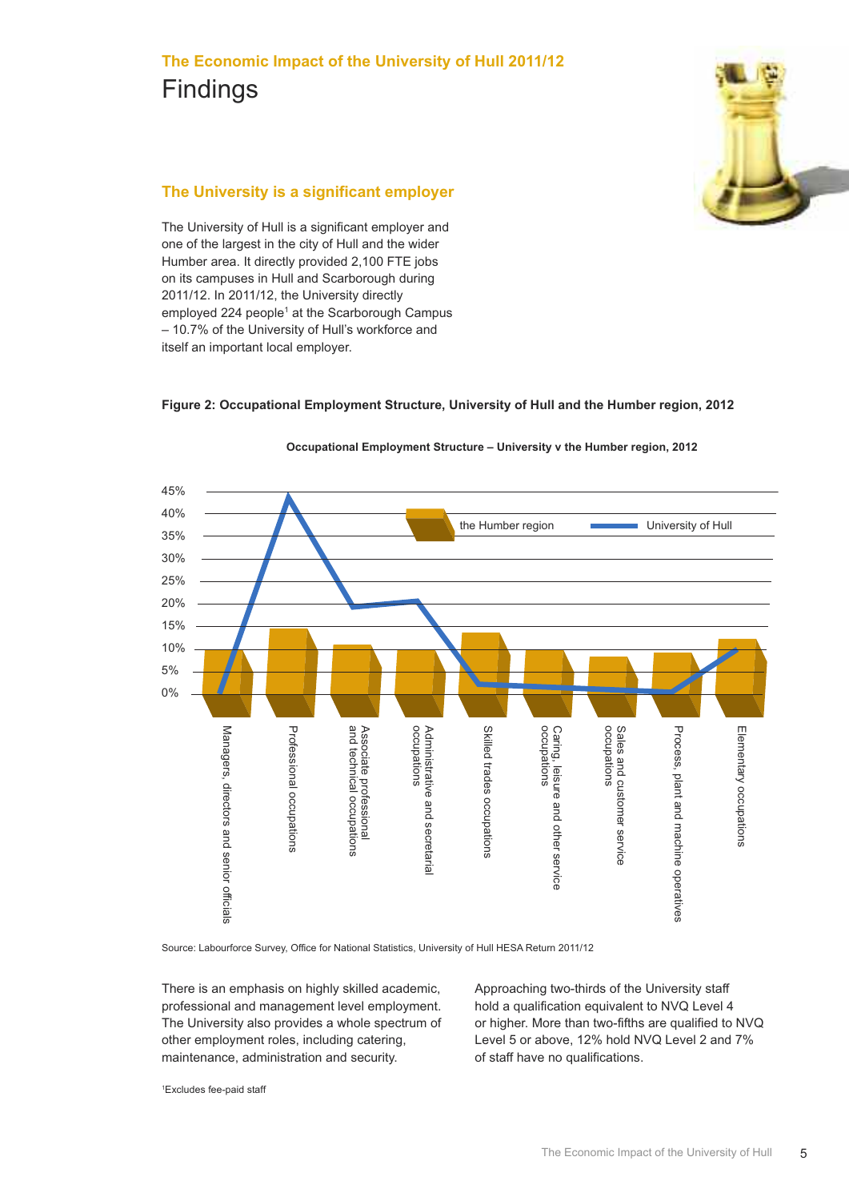## The Economic Impact of the University of Hull 2011/12

# Findings

### The University is a significant employer

The University of Hull is a significant employer and one of the largest in the city of Hull and the wider Humber area. It directly provided 2,100 FTE jobs on its campuses in Hull and Scarborough during 2011/12. In 2011/12, the University directly employed 224 people[1] at the Scarborough Campus – 10.7% of the University of Hull's workforce and itself an important local employer.

**Figure 2: Occupational Employment Structure, University of Hull and the Humber region, 2012**

**Occupational Employment Structure – University v the Humber region, 2012**

Legend: the Humber region; University of Hull

Categories: Managers, directors and senior officials; Professional occupations; Associate professional and technical occupations; Administrative and secretarial occupations; Skilled trades occupations; Caring, leisure and other service occupations; Sales and customer service occupations; Process, plant and machine operatives; Elementary occupations

Source: Labourforce Survey, Office for National Statistics, University of Hull HESA Return 2011/12

There is an emphasis on highly skilled academic, professional and management level employment. The University also provides a whole spectrum of other employment roles, including catering, maintenance, administration and security.

Approaching two-thirds of the University staff hold a qualification equivalent to NVQ Level 4 or higher. More than two-fifths are qualified to NVQ Level 5 or above, 12% hold NVQ Level 2 and 7% of staff have no qualifications.

[1] Excludes fee-paid staff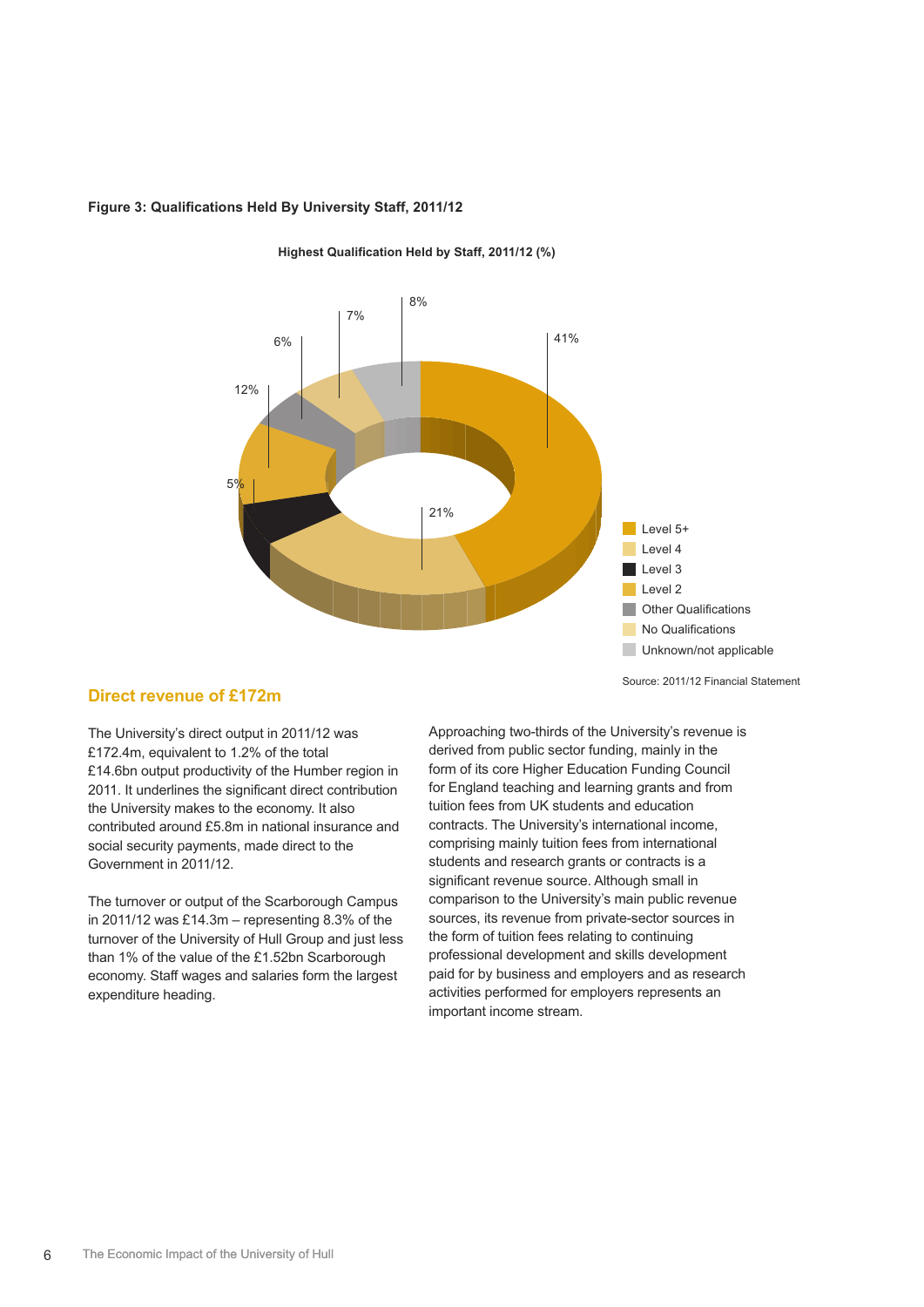**Figure 3: Qualifications Held By University Staff, 2011/12**

**Highest Qualification Held by Staff, 2011/12 (%)**

8%
7%
6%
12%
5%
41%
21%

Level 5+
Level 4
Level 3
Level 2
Other Qualifications
No Qualifications
Unknown/not applicable

Source: 2011/12 Financial Statement

## Direct revenue of £172m

The University's direct output in 2011/12 was £172.4m, equivalent to 1.2% of the total £14.6bn output productivity of the Humber region in 2011. It underlines the significant direct contribution the University makes to the economy. It also contributed around £5.8m in national insurance and social security payments, made direct to the Government in 2011/12.

The turnover or output of the Scarborough Campus in 2011/12 was £14.3m – representing 8.3% of the turnover of the University of Hull Group and just less than 1% of the value of the £1.52bn Scarborough economy. Staff wages and salaries form the largest expenditure heading.

Approaching two-thirds of the University's revenue is derived from public sector funding, mainly in the form of its core Higher Education Funding Council for England teaching and learning grants and from tuition fees from UK students and education contracts. The University's international income, comprising mainly tuition fees from international students and research grants or contracts is a significant revenue source. Although small in comparison to the University's main public revenue sources, its revenue from private-sector sources in the form of tuition fees relating to continuing professional development and skills development paid for by business and employers and as research activities performed for employers represents an important income stream.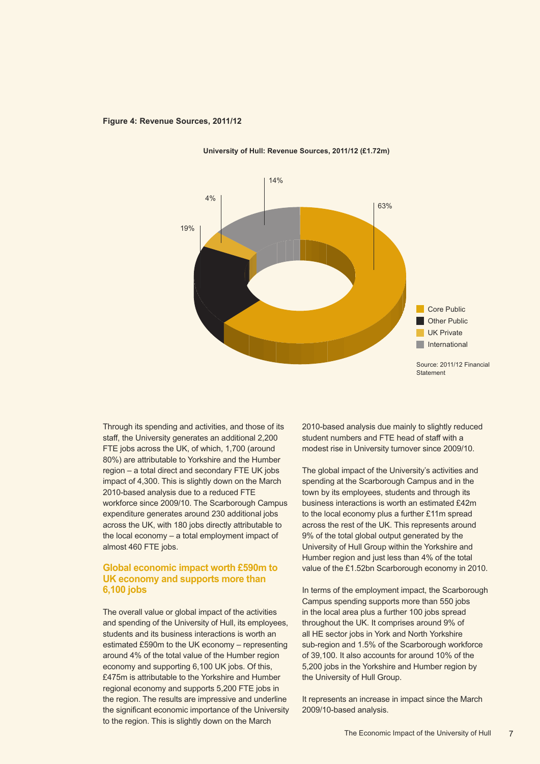**Figure 4: Revenue Sources, 2011/12**

University of Hull: Revenue Sources, 2011/12 (£1.72m)

14%

4%

63%

19%

Core Public

Other Public

UK Private

International

Source: 2011/12 Financial Statement

Through its spending and activities, and those of its staff, the University generates an additional 2,200 FTE jobs across the UK, of which, 1,700 (around 80%) are attributable to Yorkshire and the Humber region – a total direct and secondary FTE UK jobs impact of 4,300. This is slightly down on the March 2010-based analysis due to a reduced FTE workforce since 2009/10. The Scarborough Campus expenditure generates around 230 additional jobs across the UK, with 180 jobs directly attributable to the local economy – a total employment impact of almost 460 FTE jobs.

## Global economic impact worth £590m to UK economy and supports more than 6,100 jobs

The overall value or global impact of the activities and spending of the University of Hull, its employees, students and its business interactions is worth an estimated £590m to the UK economy – representing around 4% of the total value of the Humber region economy and supporting 6,100 UK jobs. Of this, £475m is attributable to the Yorkshire and Humber regional economy and supports 5,200 FTE jobs in the region. The results are impressive and underline the significant economic importance of the University to the region. This is slightly down on the March 2010-based analysis due mainly to slightly reduced student numbers and FTE head of staff with a modest rise in University turnover since 2009/10.

The global impact of the University's activities and spending at the Scarborough Campus and in the town by its employees, students and through its business interactions is worth an estimated £42m to the local economy plus a further £11m spread across the rest of the UK. This represents around 9% of the total global output generated by the University of Hull Group within the Yorkshire and Humber region and just less than 4% of the total value of the £1.52bn Scarborough economy in 2010.

In terms of the employment impact, the Scarborough Campus spending supports more than 550 jobs in the local area plus a further 100 jobs spread throughout the UK. It comprises around 9% of all HE sector jobs in York and North Yorkshire sub-region and 1.5% of the Scarborough workforce of 39,100. It also accounts for around 10% of the 5,200 jobs in the Yorkshire and Humber region by the University of Hull Group.

It represents an increase in impact since the March 2009/10-based analysis.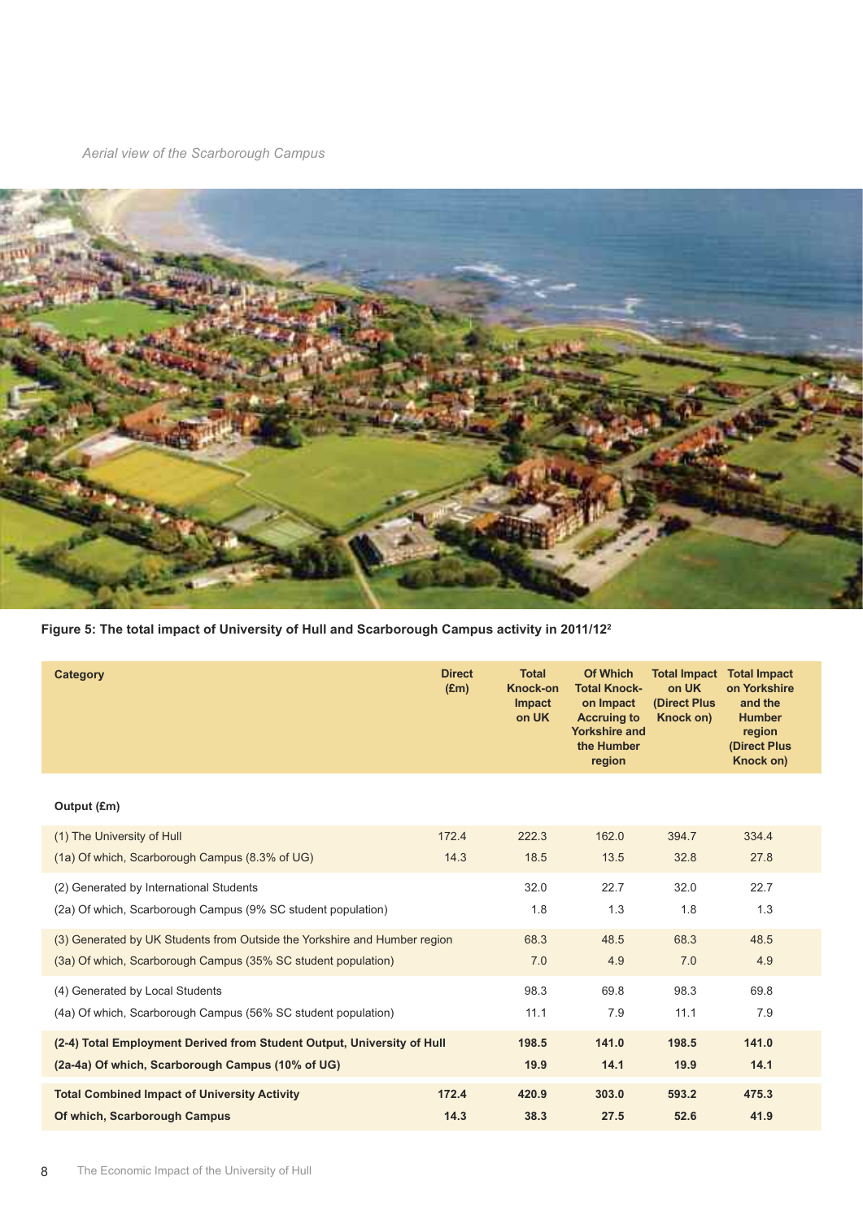*Aerial view of the Scarborough Campus*

**Figure 5: The total impact of University of Hull and Scarborough Campus activity in 2011/12[2]**

| Category | Direct (£m) | Total Knock-on Impact on UK | Of Which Total Knock-on Impact Accruing to Yorkshire and the Humber region | Total Impact on UK (Direct Plus Knock on) | Total Impact on Yorkshire and the Humber region (Direct Plus Knock on) |
|---|---|---|---|---|---|
| **Output (£m)** | | | | | |
| (1) The University of Hull | 172.4 | 222.3 | 162.0 | 394.7 | 334.4 |
| (1a) Of which, Scarborough Campus (8.3% of UG) | 14.3 | 18.5 | 13.5 | 32.8 | 27.8 |
| (2) Generated by International Students | | 32.0 | 22.7 | 32.0 | 22.7 |
| (2a) Of which, Scarborough Campus (9% SC student population) | | 1.8 | 1.3 | 1.8 | 1.3 |
| (3) Generated by UK Students from Outside the Yorkshire and Humber region | | 68.3 | 48.5 | 68.3 | 48.5 |
| (3a) Of which, Scarborough Campus (35% SC student population) | | 7.0 | 4.9 | 7.0 | 4.9 |
| (4) Generated by Local Students | | 98.3 | 69.8 | 98.3 | 69.8 |
| (4a) Of which, Scarborough Campus (56% SC student population) | | 11.1 | 7.9 | 11.1 | 7.9 |
| **(2-4) Total Employment Derived from Student Output, University of Hull** | | **198.5** | **141.0** | **198.5** | **141.0** |
| **(2a-4a) Of which, Scarborough Campus (10% of UG)** | | **19.9** | **14.1** | **19.9** | **14.1** |
| **Total Combined Impact of University Activity** | **172.4** | **420.9** | **303.0** | **593.2** | **475.3** |
| **Of which, Scarborough Campus** | **14.3** | **38.3** | **27.5** | **52.6** | **41.9** |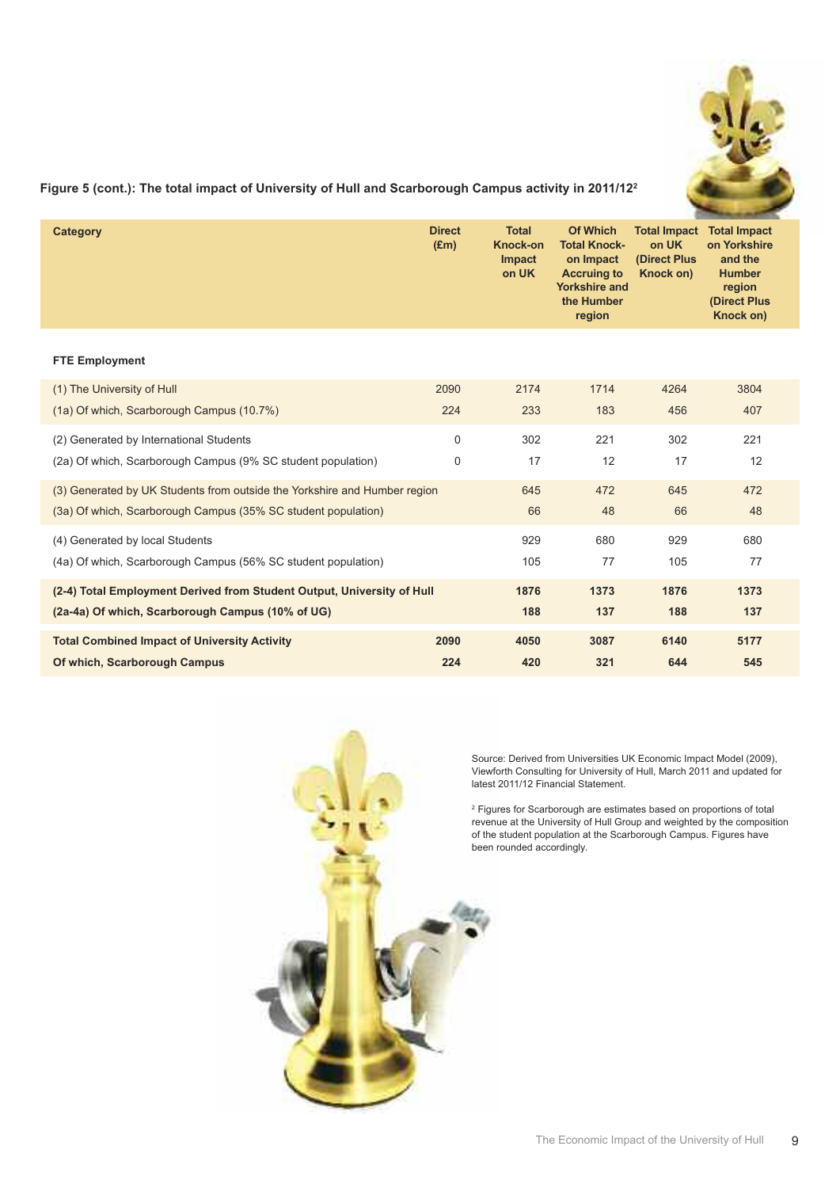**Figure 5 (cont.): The total impact of University of Hull and Scarborough Campus activity in 2011/12[2]**

| Category | Direct (£m) | Total Knock-on Impact on UK | Of Which Total Knock-on Impact Accruing to Yorkshire and the Humber region | Total Impact on UK (Direct Plus Knock on) | Total Impact on Yorkshire and the Humber region (Direct Plus Knock on) |
|---|---|---|---|---|---|
| **FTE Employment** | | | | | |
| (1) The University of Hull | 2090 | 2174 | 1714 | 4264 | 3804 |
| (1a) Of which, Scarborough Campus (10.7%) | 224 | 233 | 183 | 456 | 407 |
| (2) Generated by International Students | 0 | 302 | 221 | 302 | 221 |
| (2a) Of which, Scarborough Campus (9% SC student population) | 0 | 17 | 12 | 17 | 12 |
| (3) Generated by UK Students from outside the Yorkshire and Humber region | | 645 | 472 | 645 | 472 |
| (3a) Of which, Scarborough Campus (35% SC student population) | | 66 | 48 | 66 | 48 |
| (4) Generated by local Students | | 929 | 680 | 929 | 680 |
| (4a) Of which, Scarborough Campus (56% SC student population) | | 105 | 77 | 105 | 77 |
| **(2-4) Total Employment Derived from Student Output, University of Hull** | | **1876** | **1373** | **1876** | **1373** |
| **(2a-4a) Of which, Scarborough Campus (10% of UG)** | | **188** | **137** | **188** | **137** |
| **Total Combined Impact of University Activity** | **2090** | **4050** | **3087** | **6140** | **5177** |
| **Of which, Scarborough Campus** | **224** | **420** | **321** | **644** | **545** |

Source: Derived from Universities UK Economic Impact Model (2009), Viewforth Consulting for University of Hull, March 2011 and updated for latest 2011/12 Financial Statement.

[2] Figures for Scarborough are estimates based on proportions of total revenue at the University of Hull Group and weighted by the composition of the student population at the Scarborough Campus. Figures have been rounded accordingly.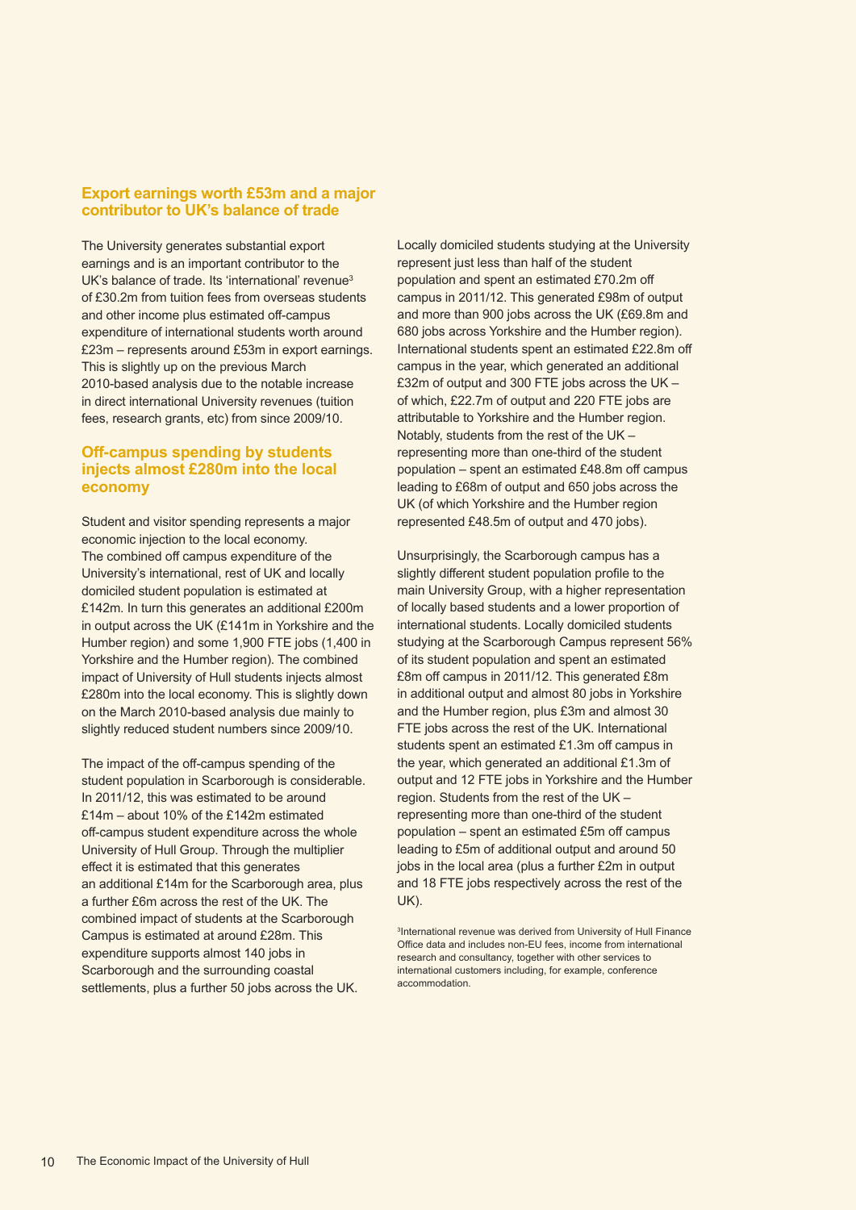## Export earnings worth £53m and a major contributor to UK's balance of trade

The University generates substantial export earnings and is an important contributor to the UK's balance of trade. Its 'international' revenue[3] of £30.2m from tuition fees from overseas students and other income plus estimated off-campus expenditure of international students worth around £23m – represents around £53m in export earnings. This is slightly up on the previous March 2010-based analysis due to the notable increase in direct international University revenues (tuition fees, research grants, etc) from since 2009/10.

## Off-campus spending by students injects almost £280m into the local economy

Student and visitor spending represents a major economic injection to the local economy. The combined off campus expenditure of the University's international, rest of UK and locally domiciled student population is estimated at £142m. In turn this generates an additional £200m in output across the UK (£141m in Yorkshire and the Humber region) and some 1,900 FTE jobs (1,400 in Yorkshire and the Humber region). The combined impact of University of Hull students injects almost £280m into the local economy. This is slightly down on the March 2010-based analysis due mainly to slightly reduced student numbers since 2009/10.

The impact of the off-campus spending of the student population in Scarborough is considerable. In 2011/12, this was estimated to be around £14m – about 10% of the £142m estimated off-campus student expenditure across the whole University of Hull Group. Through the multiplier effect it is estimated that this generates an additional £14m for the Scarborough area, plus a further £6m across the rest of the UK. The combined impact of students at the Scarborough Campus is estimated at around £28m. This expenditure supports almost 140 jobs in Scarborough and the surrounding coastal settlements, plus a further 50 jobs across the UK.

Locally domiciled students studying at the University represent just less than half of the student population and spent an estimated £70.2m off campus in 2011/12. This generated £98m of output and more than 900 jobs across the UK (£69.8m and 680 jobs across Yorkshire and the Humber region). International students spent an estimated £22.8m off campus in the year, which generated an additional £32m of output and 300 FTE jobs across the UK – of which, £22.7m of output and 220 FTE jobs are attributable to Yorkshire and the Humber region. Notably, students from the rest of the UK – representing more than one-third of the student population – spent an estimated £48.8m off campus leading to £68m of output and 650 jobs across the UK (of which Yorkshire and the Humber region represented £48.5m of output and 470 jobs).

Unsurprisingly, the Scarborough campus has a slightly different student population profile to the main University Group, with a higher representation of locally based students and a lower proportion of international students. Locally domiciled students studying at the Scarborough Campus represent 56% of its student population and spent an estimated £8m off campus in 2011/12. This generated £8m in additional output and almost 80 jobs in Yorkshire and the Humber region, plus £3m and almost 30 FTE jobs across the rest of the UK. International students spent an estimated £1.3m off campus in the year, which generated an additional £1.3m of output and 12 FTE jobs in Yorkshire and the Humber region. Students from the rest of the UK – representing more than one-third of the student population – spent an estimated £5m off campus leading to £5m of additional output and around 50 jobs in the local area (plus a further £2m in output and 18 FTE jobs respectively across the rest of the UK).

[3]International revenue was derived from University of Hull Finance Office data and includes non-EU fees, income from international research and consultancy, together with other services to international customers including, for example, conference accommodation.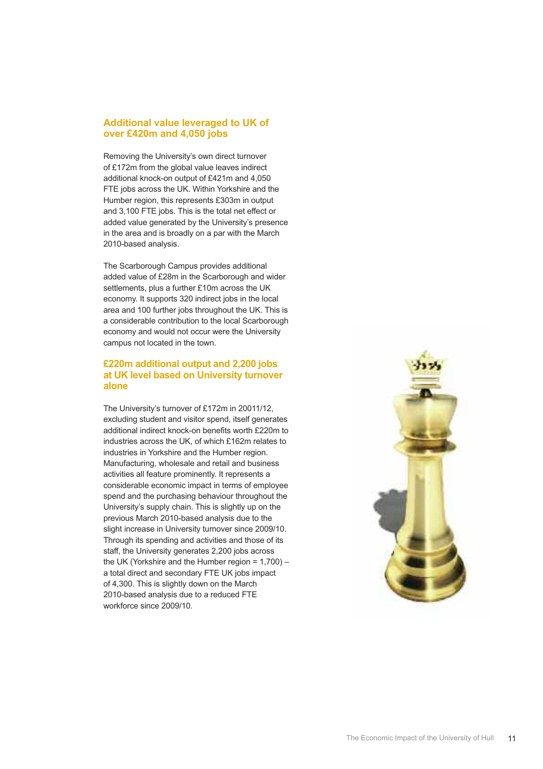## Additional value leveraged to UK of over £420m and 4,050 jobs

Removing the University's own direct turnover of £172m from the global value leaves indirect additional knock-on output of £421m and 4,050 FTE jobs across the UK. Within Yorkshire and the Humber region, this represents £303m in output and 3,100 FTE jobs. This is the total net effect or added value generated by the University's presence in the area and is broadly on a par with the March 2010-based analysis.

The Scarborough Campus provides additional added value of £28m in the Scarborough and wider settlements, plus a further £10m across the UK economy. It supports 320 indirect jobs in the local area and 100 further jobs throughout the UK. This is a considerable contribution to the local Scarborough economy and would not occur were the University campus not located in the town.

## £220m additional output and 2,200 jobs at UK level based on University turnover alone

The University's turnover of £172m in 20011/12, excluding student and visitor spend, itself generates additional indirect knock-on benefits worth £220m to industries across the UK, of which £162m relates to industries in Yorkshire and the Humber region. Manufacturing, wholesale and retail and business activities all feature prominently. It represents a considerable economic impact in terms of employee spend and the purchasing behaviour throughout the University's supply chain. This is slightly up on the previous March 2010-based analysis due to the slight increase in University turnover since 2009/10. Through its spending and activities and those of its staff, the University generates 2,200 jobs across the UK (Yorkshire and the Humber region = 1,700) – a total direct and secondary FTE UK jobs impact of 4,300. This is slightly down on the March 2010-based analysis due to a reduced FTE workforce since 2009/10.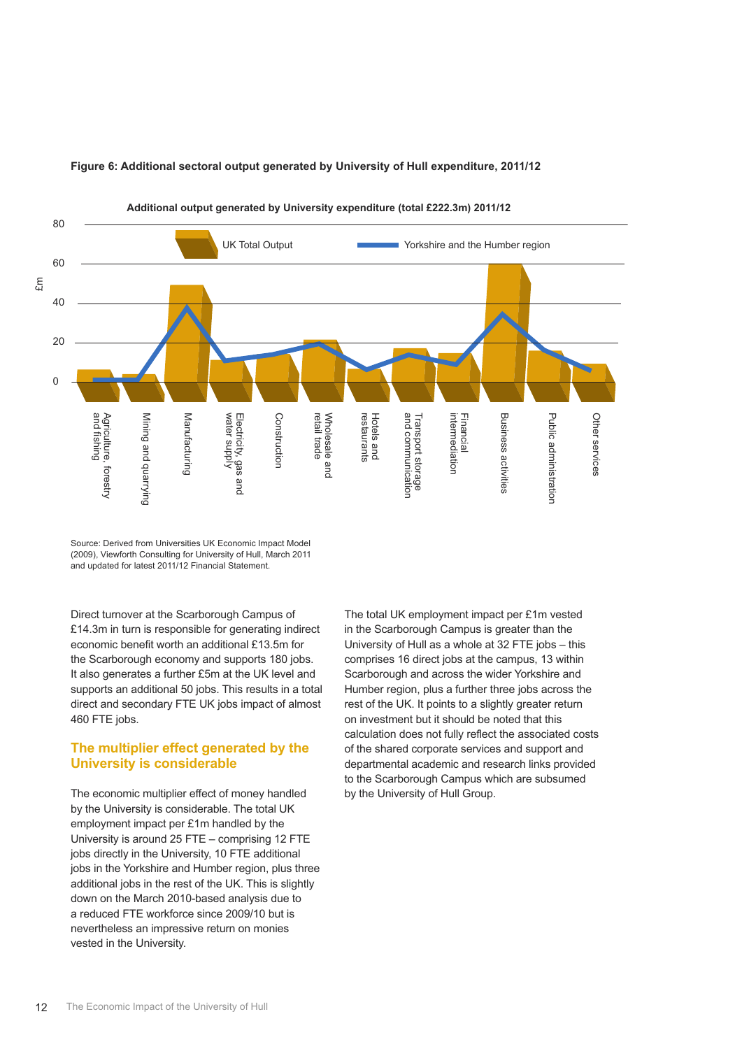**Figure 6: Additional sectoral output generated by University of Hull expenditure, 2011/12**

Source: Derived from Universities UK Economic Impact Model (2009), Viewforth Consulting for University of Hull, March 2011 and updated for latest 2011/12 Financial Statement.

Direct turnover at the Scarborough Campus of £14.3m in turn is responsible for generating indirect economic benefit worth an additional £13.5m for the Scarborough economy and supports 180 jobs. It also generates a further £5m at the UK level and supports an additional 50 jobs. This results in a total direct and secondary FTE UK jobs impact of almost 460 FTE jobs.

## The multiplier effect generated by the University is considerable

The economic multiplier effect of money handled by the University is considerable. The total UK employment impact per £1m handled by the University is around 25 FTE – comprising 12 FTE jobs directly in the University, 10 FTE additional jobs in the Yorkshire and Humber region, plus three additional jobs in the rest of the UK. This is slightly down on the March 2010-based analysis due to a reduced FTE workforce since 2009/10 but is nevertheless an impressive return on monies vested in the University.

The total UK employment impact per £1m vested in the Scarborough Campus is greater than the University of Hull as a whole at 32 FTE jobs – this comprises 16 direct jobs at the campus, 13 within Scarborough and across the wider Yorkshire and Humber region, plus a further three jobs across the rest of the UK. It points to a slightly greater return on investment but it should be noted that this calculation does not fully reflect the associated costs of the shared corporate services and support and departmental academic and research links provided to the Scarborough Campus which are subsumed by the University of Hull Group.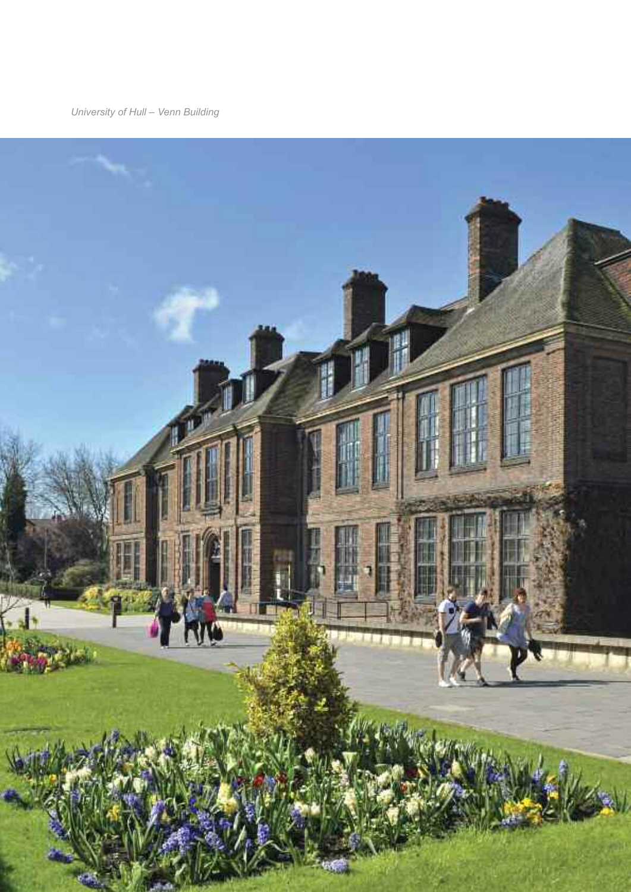*University of Hull – Venn Building*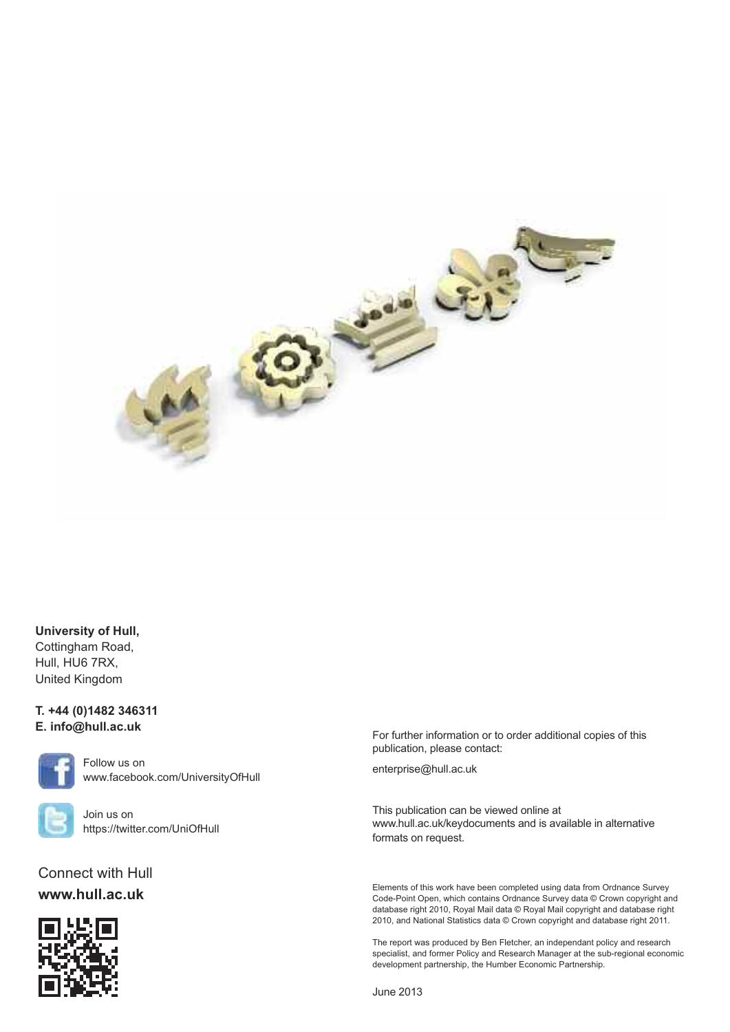**University of Hull,**
Cottingham Road,
Hull, HU6 7RX,
United Kingdom

**T. +44 (0)1482 346311**
**E. info@hull.ac.uk**

Follow us on
www.facebook.com/UniversityOfHull

Join us on
https://twitter.com/UniOfHull

Connect with Hull
**www.hull.ac.uk**

For further information or to order additional copies of this publication, please contact:

enterprise@hull.ac.uk

This publication can be viewed online at www.hull.ac.uk/keydocuments and is available in alternative formats on request.

Elements of this work have been completed using data from Ordnance Survey Code-Point Open, which contains Ordnance Survey data © Crown copyright and database right 2010, Royal Mail data © Royal Mail copyright and database right 2010, and National Statistics data © Crown copyright and database right 2011.

The report was produced by Ben Fletcher, an independant policy and research specialist, and former Policy and Research Manager at the sub-regional economic development partnership, the Humber Economic Partnership.

June 2013